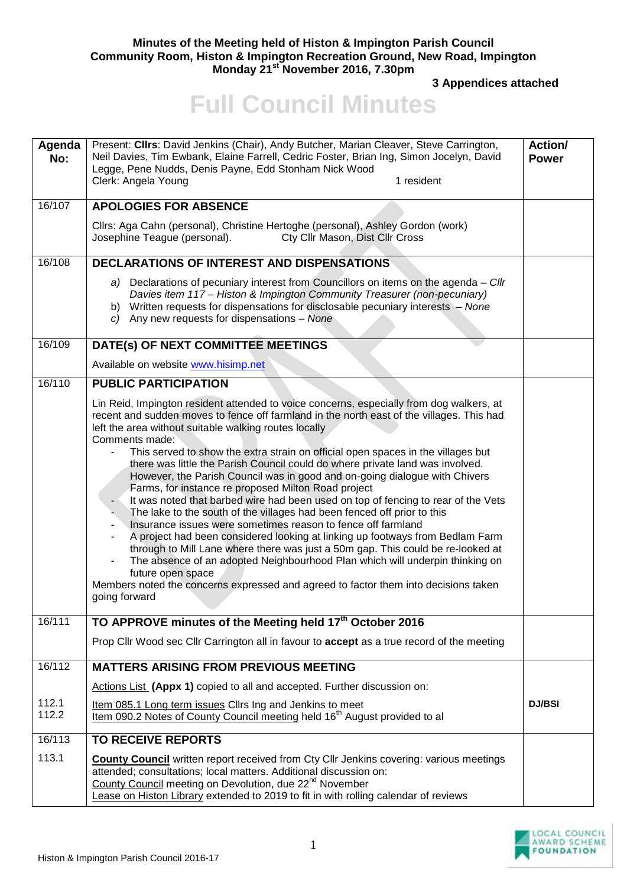**Minutes of the Meeting held of Histon & Impington Parish Council Community Room, Histon & Impington Recreation Ground, New Road, Impington Monday 21st November 2016, 7.30pm**

**3 Appendices attached**

# Full Council Minutes

| Agenda No: | Present: **Cllrs**: David Jenkins (Chair), Andy Butcher, Marian Cleaver, Steve Carrington, Neil Davies, Tim Ewbank, Elaine Farrell, Cedric Foster, Brian Ing, Simon Jocelyn, David Legge, Pene Nudds, Denis Payne, Edd Stonham Nick Wood<br>Clerk: Angela Young 1 resident | **Action/ Power** |
|---|---|---|
| 16/107 | **APOLOGIES FOR ABSENCE** | |
| | Cllrs: Aga Cahn (personal), Christine Hertoghe (personal), Ashley Gordon (work) Josephine Teague (personal). Cty Cllr Mason, Dist Cllr Cross | |
| 16/108 | **DECLARATIONS OF INTEREST AND DISPENSATIONS** | |
| | a) Declarations of pecuniary interest from Councillors on items on the agenda – *Cllr Davies item 117 – Histon & Impington Community Treasurer (non-pecuniary)*<br>b) Written requests for dispensations for disclosable pecuniary interests – *None*<br>c) Any new requests for dispensations – *None* | |
| 16/109 | **DATE(s) OF NEXT COMMITTEE MEETINGS** | |
| | Available on website www.hisimp.net | |
| 16/110 | **PUBLIC PARTICIPATION** | |
| | Lin Reid, Impington resident attended to voice concerns, especially from dog walkers, at recent and sudden moves to fence off farmland in the north east of the villages. This had left the area without suitable walking routes locally<br>Comments made:<br>- This served to show the extra strain on official open spaces in the villages but there was little the Parish Council could do where private land was involved. However, the Parish Council was in good and on-going dialogue with Chivers Farms, for instance re proposed Milton Road project<br>- It was noted that barbed wire had been used on top of fencing to rear of the Vets<br>- The lake to the south of the villages had been fenced off prior to this<br>- Insurance issues were sometimes reason to fence off farmland<br>- A project had been considered looking at linking up footways from Bedlam Farm through to Mill Lane where there was just a 50m gap. This could be re-looked at<br>- The absence of an adopted Neighbourhood Plan which will underpin thinking on future open space<br>Members noted the concerns expressed and agreed to factor them into decisions taken going forward | |
| 16/111 | **TO APPROVE minutes of the Meeting held 17th October 2016** | |
| | Prop Cllr Wood sec Cllr Carrington all in favour to **accept** as a true record of the meeting | |
| 16/112 | **MATTERS ARISING FROM PREVIOUS MEETING** | |
| | Actions List **(Appx 1)** copied to all and accepted. Further discussion on: | |
| 112.1 | Item 085.1 Long term issues Cllrs Ing and Jenkins to meet | **DJ/BSI** |
| 112.2 | Item 090.2 Notes of County Council meeting held 16th August provided to al | |
| 16/113 | **TO RECEIVE REPORTS** | |
| 113.1 | **County Council** written report received from Cty Cllr Jenkins covering: various meetings attended; consultations; local matters. Additional discussion on:<br>County Council meeting on Devolution, due 22nd November<br>Lease on Histon Library extended to 2019 to fit in with rolling calendar of reviews | |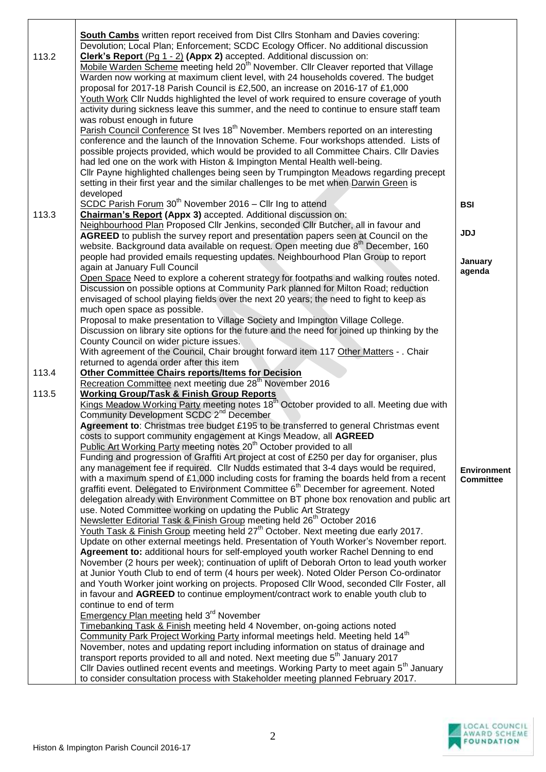| | | |
|---|---|---|
| | **South Cambs** written report received from Dist Cllrs Stonham and Davies covering: Devolution; Local Plan; Enforcement; SCDC Ecology Officer. No additional discussion | |
| 113.2 | **Clerk's Report** (Pg 1 - 2) **(Appx 2)** accepted. Additional discussion on:<br>Mobile Warden Scheme meeting held 20th November. Cllr Cleaver reported that Village Warden now working at maximum client level, with 24 households covered. The budget proposal for 2017-18 Parish Council is £2,500, an increase on 2016-17 of £1,000<br>Youth Work Cllr Nudds highlighted the level of work required to ensure coverage of youth activity during sickness leave this summer, and the need to continue to ensure staff team was robust enough in future<br>Parish Council Conference St Ives 18th November. Members reported on an interesting conference and the launch of the Innovation Scheme. Four workshops attended. Lists of possible projects provided, which would be provided to all Committee Chairs. Cllr Davies had led one on the work with Histon & Impington Mental Health well-being.<br>Cllr Payne highlighted challenges being seen by Trumpington Meadows regarding precept setting in their first year and the similar challenges to be met when Darwin Green is developed<br>SCDC Parish Forum 30th November 2016 – Cllr Ing to attend | BSI |
| 113.3 | **Chairman's Report (Appx 3)** accepted. Additional discussion on:<br>Neighbourhood Plan Proposed Cllr Jenkins, seconded Cllr Butcher, all in favour and **AGREED** to publish the survey report and presentation papers seen at Council on the website. Background data available on request. Open meeting due 8th December, 160 people had provided emails requesting updates. Neighbourhood Plan Group to report again at January Full Council<br>Open Space Need to explore a coherent strategy for footpaths and walking routes noted. Discussion on possible options at Community Park planned for Milton Road; reduction envisaged of school playing fields over the next 20 years; the need to fight to keep as much open space as possible.<br>Proposal to make presentation to Village Society and Impington Village College.<br>Discussion on library site options for the future and the need for joined up thinking by the County Council on wider picture issues.<br>With agreement of the Council, Chair brought forward item 117 Other Matters - . Chair returned to agenda order after this item | JDJ<br><br>January agenda |
| 113.4 | **Other Committee Chairs reports/Items for Decision**<br>Recreation Committee next meeting due 28th November 2016 | |
| 113.5 | **Working Group/Task & Finish Group Reports**<br>Kings Meadow Working Party meeting notes 18th October provided to all. Meeting due with Community Development SCDC 2nd December<br>**Agreement to**: Christmas tree budget £195 to be transferred to general Christmas event costs to support community engagement at Kings Meadow, all **AGREED**<br>Public Art Working Party meeting notes 20th October provided to all<br>Funding and progression of Graffiti Art project at cost of £250 per day for organiser, plus any management fee if required. Cllr Nudds estimated that 3-4 days would be required, with a maximum spend of £1,000 including costs for framing the boards held from a recent graffiti event. Delegated to Environment Committee 6th December for agreement. Noted delegation already with Environment Committee on BT phone box renovation and public art use. Noted Committee working on updating the Public Art Strategy<br>Newsletter Editorial Task & Finish Group meeting held 26th October 2016<br>Youth Task & Finish Group meeting held 27th October. Next meeting due early 2017. Update on other external meetings held. Presentation of Youth Worker's November report.<br>**Agreement to:** additional hours for self-employed youth worker Rachel Denning to end November (2 hours per week); continuation of uplift of Deborah Orton to lead youth worker at Junior Youth Club to end of term (4 hours per week). Noted Older Person Co-ordinator and Youth Worker joint working on projects. Proposed Cllr Wood, seconded Cllr Foster, all in favour and **AGREED** to continue employment/contract work to enable youth club to continue to end of term<br>Emergency Plan meeting held 3rd November<br>Timebanking Task & Finish meeting held 4 November, on-going actions noted<br>Community Park Project Working Party informal meetings held. Meeting held 14th November, notes and updating report including information on status of drainage and transport reports provided to all and noted. Next meeting due 5th January 2017<br>Cllr Davies outlined recent events and meetings. Working Party to meet again 5th January to consider consultation process with Stakeholder meeting planned February 2017. | **Environment Committee** |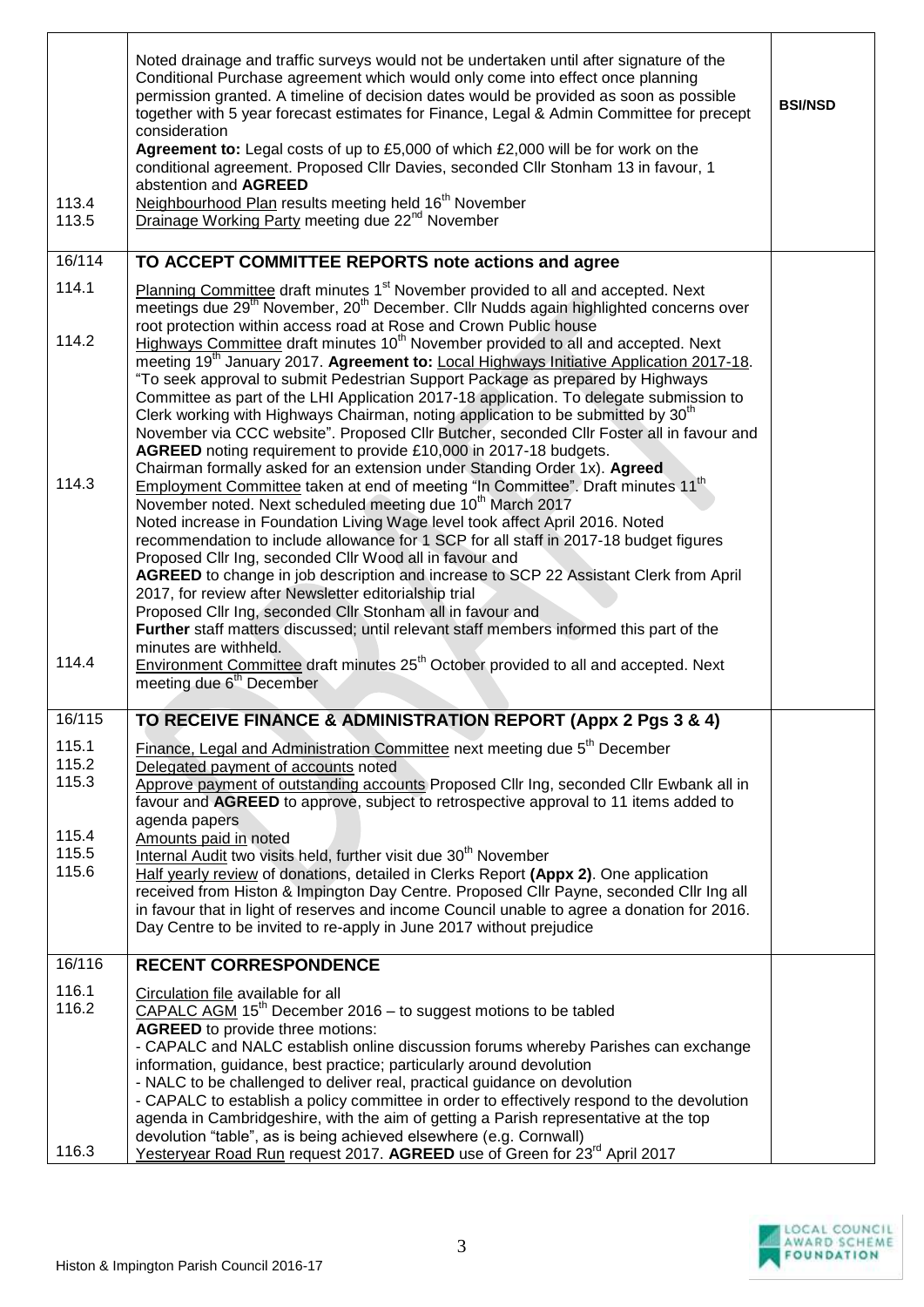| | | |
|---|---|---|
| 113.4<br>113.5 | Noted drainage and traffic surveys would not be undertaken until after signature of the Conditional Purchase agreement which would only come into effect once planning permission granted. A timeline of decision dates would be provided as soon as possible together with 5 year forecast estimates for Finance, Legal & Admin Committee for precept consideration<br>**Agreement to:** Legal costs of up to £5,000 of which £2,000 will be for work on the conditional agreement. Proposed Cllr Davies, seconded Cllr Stonham 13 in favour, 1 abstention and **AGREED**<br>Neighbourhood Plan results meeting held 16th November<br>Drainage Working Party meeting due 22nd November | **BSI/NSD** |
| 16/114 | **TO ACCEPT COMMITTEE REPORTS note actions and agree** | |
| 114.1<br><br>114.2<br><br><br><br><br><br><br>114.3<br><br><br><br><br><br><br><br><br><br>114.4 | Planning Committee draft minutes 1st November provided to all and accepted. Next meetings due 29th November, 20th December. Cllr Nudds again highlighted concerns over root protection within access road at Rose and Crown Public house<br>Highways Committee draft minutes 10th November provided to all and accepted. Next meeting 19th January 2017. **Agreement to:** Local Highways Initiative Application 2017-18. "To seek approval to submit Pedestrian Support Package as prepared by Highways Committee as part of the LHI Application 2017-18 application. To delegate submission to Clerk working with Highways Chairman, noting application to be submitted by 30th November via CCC website". Proposed Cllr Butcher, seconded Cllr Foster all in favour and **AGREED** noting requirement to provide £10,000 in 2017-18 budgets.<br>Chairman formally asked for an extension under Standing Order 1x). **Agreed**<br>Employment Committee taken at end of meeting "In Committee". Draft minutes 11th November noted. Next scheduled meeting due 10th March 2017<br>Noted increase in Foundation Living Wage level took affect April 2016. Noted recommendation to include allowance for 1 SCP for all staff in 2017-18 budget figures<br>Proposed Cllr Ing, seconded Cllr Wood all in favour and<br>**AGREED** to change in job description and increase to SCP 22 Assistant Clerk from April 2017, for review after Newsletter editorialship trial<br>Proposed Cllr Ing, seconded Cllr Stonham all in favour and<br>**Further** staff matters discussed; until relevant staff members informed this part of the minutes are withheld.<br>Environment Committee draft minutes 25th October provided to all and accepted. Next meeting due 6th December | |
| 16/115 | **TO RECEIVE FINANCE & ADMINISTRATION REPORT (Appx 2 Pgs 3 & 4)** | |
| 115.1<br>115.2<br>115.3<br><br><br>115.4<br>115.5<br>115.6 | Finance, Legal and Administration Committee next meeting due 5th December<br>Delegated payment of accounts noted<br>Approve payment of outstanding accounts Proposed Cllr Ing, seconded Cllr Ewbank all in favour and **AGREED** to approve, subject to retrospective approval to 11 items added to agenda papers<br>Amounts paid in noted<br>Internal Audit two visits held, further visit due 30th November<br>Half yearly review of donations, detailed in Clerks Report **(Appx 2)**. One application received from Histon & Impington Day Centre. Proposed Cllr Payne, seconded Cllr Ing all in favour that in light of reserves and income Council unable to agree a donation for 2016. Day Centre to be invited to re-apply in June 2017 without prejudice | |
| 16/116 | **RECENT CORRESPONDENCE** | |
| 116.1<br>116.2<br><br><br><br><br><br><br><br><br>116.3 | Circulation file available for all<br>CAPALC AGM 15th December 2016 – to suggest motions to be tabled<br>**AGREED** to provide three motions:<br>- CAPALC and NALC establish online discussion forums whereby Parishes can exchange information, guidance, best practice; particularly around devolution<br>- NALC to be challenged to deliver real, practical guidance on devolution<br>- CAPALC to establish a policy committee in order to effectively respond to the devolution agenda in Cambridgeshire, with the aim of getting a Parish representative at the top devolution "table", as is being achieved elsewhere (e.g. Cornwall)<br>Yesteryear Road Run request 2017. **AGREED** use of Green for 23rd April 2017 | |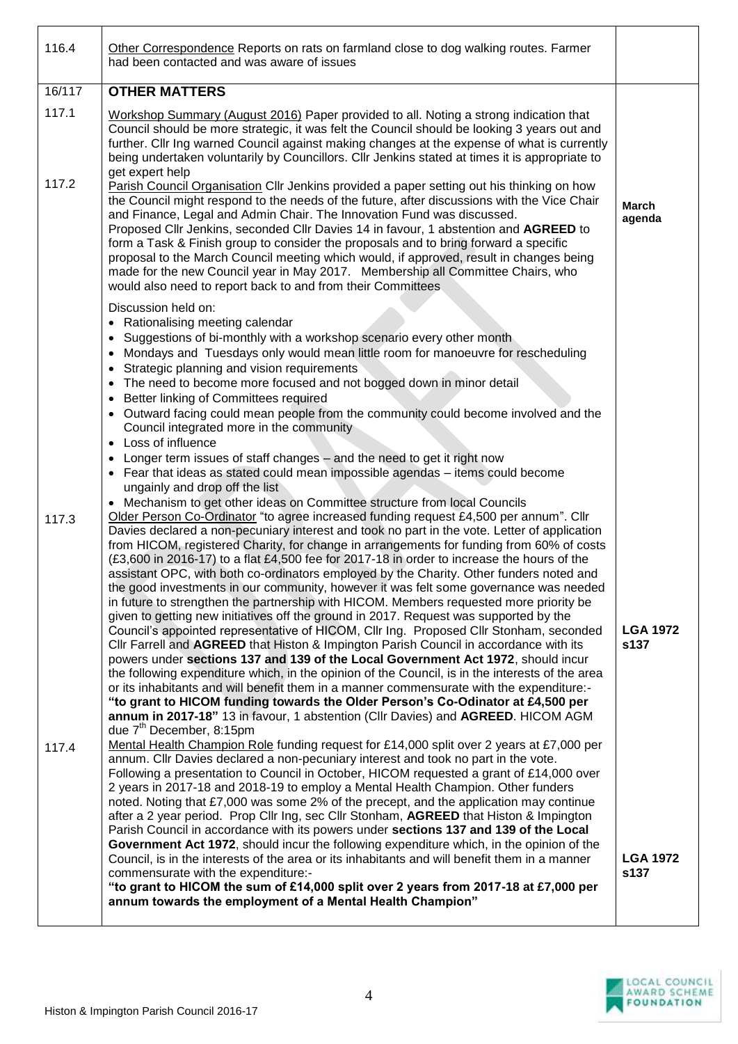| | | |
|---|---|---|
| 116.4 | Other Correspondence Reports on rats on farmland close to dog walking routes. Farmer had been contacted and was aware of issues | |
| 16/117 | **OTHER MATTERS** | |
| 117.1 | Workshop Summary (August 2016) Paper provided to all. Noting a strong indication that Council should be more strategic, it was felt the Council should be looking 3 years out and further. Cllr Ing warned Council against making changes at the expense of what is currently being undertaken voluntarily by Councillors. Cllr Jenkins stated at times it is appropriate to get expert help | |
| 117.2 | Parish Council Organisation Cllr Jenkins provided a paper setting out his thinking on how the Council might respond to the needs of the future, after discussions with the Vice Chair and Finance, Legal and Admin Chair. The Innovation Fund was discussed.<br>Proposed Cllr Jenkins, seconded Cllr Davies 14 in favour, 1 abstention and **AGREED** to form a Task & Finish group to consider the proposals and to bring forward a specific proposal to the March Council meeting which would, if approved, result in changes being made for the new Council year in May 2017. Membership all Committee Chairs, who would also need to report back to and from their Committees<br><br>Discussion held on:<br>• Rationalising meeting calendar<br>• Suggestions of bi-monthly with a workshop scenario every other month<br>• Mondays and Tuesdays only would mean little room for manoeuvre for rescheduling<br>• Strategic planning and vision requirements<br>• The need to become more focused and not bogged down in minor detail<br>• Better linking of Committees required<br>• Outward facing could mean people from the community could become involved and the Council integrated more in the community<br>• Loss of influence<br>• Longer term issues of staff changes – and the need to get it right now<br>• Fear that ideas as stated could mean impossible agendas – items could become ungainly and drop off the list<br>• Mechanism to get other ideas on Committee structure from local Councils | **March agenda** |
| 117.3 | Older Person Co-Ordinator "to agree increased funding request £4,500 per annum". Cllr Davies declared a non-pecuniary interest and took no part in the vote. Letter of application from HICOM, registered Charity, for change in arrangements for funding from 60% of costs (£3,600 in 2016-17) to a flat £4,500 fee for 2017-18 in order to increase the hours of the assistant OPC, with both co-ordinators employed by the Charity. Other funders noted and the good investments in our community, however it was felt some governance was needed in future to strengthen the partnership with HICOM. Members requested more priority be given to getting new initiatives off the ground in 2017. Request was supported by the Council's appointed representative of HICOM, Cllr Ing. Proposed Cllr Stonham, seconded Cllr Farrell and **AGREED** that Histon & Impington Parish Council in accordance with its powers under **sections 137 and 139 of the Local Government Act 1972**, should incur the following expenditure which, in the opinion of the Council, is in the interests of the area or its inhabitants and will benefit them in a manner commensurate with the expenditure:-<br>**"to grant to HICOM funding towards the Older Person's Co-Odinator at £4,500 per annum in 2017-18"** 13 in favour, 1 abstention (Cllr Davies) and **AGREED**. HICOM AGM due 7th December, 8:15pm | **LGA 1972 s137** |
| 117.4 | Mental Health Champion Role funding request for £14,000 split over 2 years at £7,000 per annum. Cllr Davies declared a non-pecuniary interest and took no part in the vote. Following a presentation to Council in October, HICOM requested a grant of £14,000 over 2 years in 2017-18 and 2018-19 to employ a Mental Health Champion. Other funders noted. Noting that £7,000 was some 2% of the precept, and the application may continue after a 2 year period. Prop Cllr Ing, sec Cllr Stonham, **AGREED** that Histon & Impington Parish Council in accordance with its powers under **sections 137 and 139 of the Local Government Act 1972**, should incur the following expenditure which, in the opinion of the Council, is in the interests of the area or its inhabitants and will benefit them in a manner commensurate with the expenditure:-<br>**"to grant to HICOM the sum of £14,000 split over 2 years from 2017-18 at £7,000 per annum towards the employment of a Mental Health Champion"** | **LGA 1972 s137** |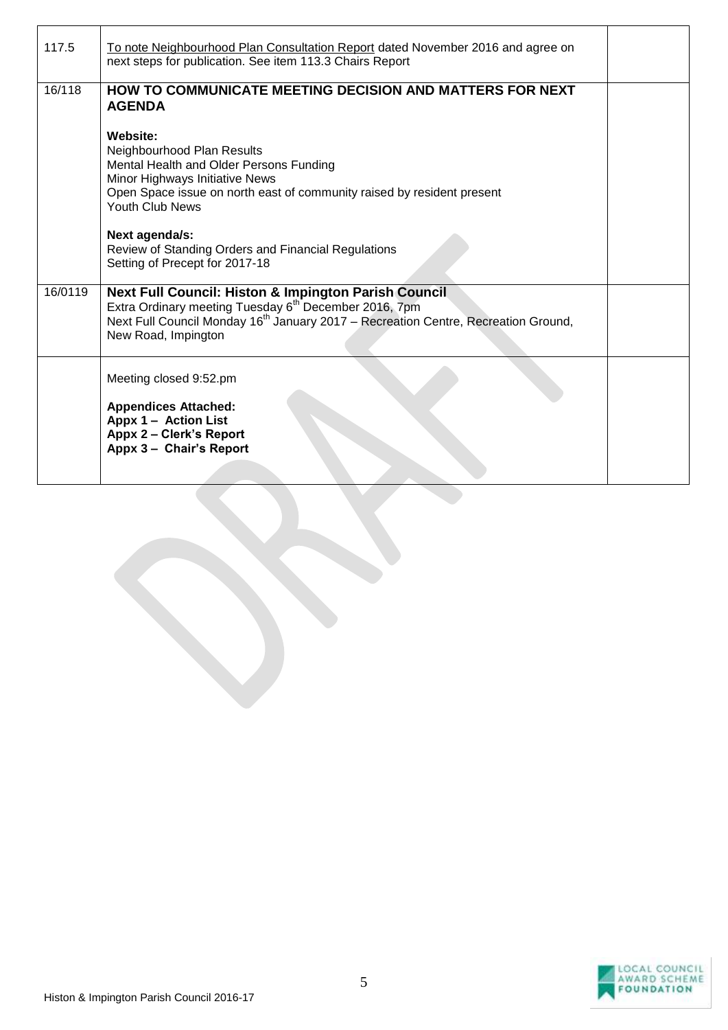| | | |
|---|---|---|
| 117.5 | To note Neighbourhood Plan Consultation Report dated November 2016 and agree on next steps for publication. See item 113.3 Chairs Report | |
| 16/118 | **HOW TO COMMUNICATE MEETING DECISION AND MATTERS FOR NEXT AGENDA**<br><br>**Website:**<br>Neighbourhood Plan Results<br>Mental Health and Older Persons Funding<br>Minor Highways Initiative News<br>Open Space issue on north east of community raised by resident present<br>Youth Club News<br><br>**Next agenda/s:**<br>Review of Standing Orders and Financial Regulations<br>Setting of Precept for 2017-18 | |
| 16/0119 | **Next Full Council: Histon & Impington Parish Council**<br>Extra Ordinary meeting Tuesday 6th December 2016, 7pm<br>Next Full Council Monday 16th January 2017 – Recreation Centre, Recreation Ground, New Road, Impington | |
| | Meeting closed 9:52.pm<br><br>**Appendices Attached:**<br>**Appx 1 – Action List**<br>**Appx 2 – Clerk's Report**<br>**Appx 3 – Chair's Report** | |